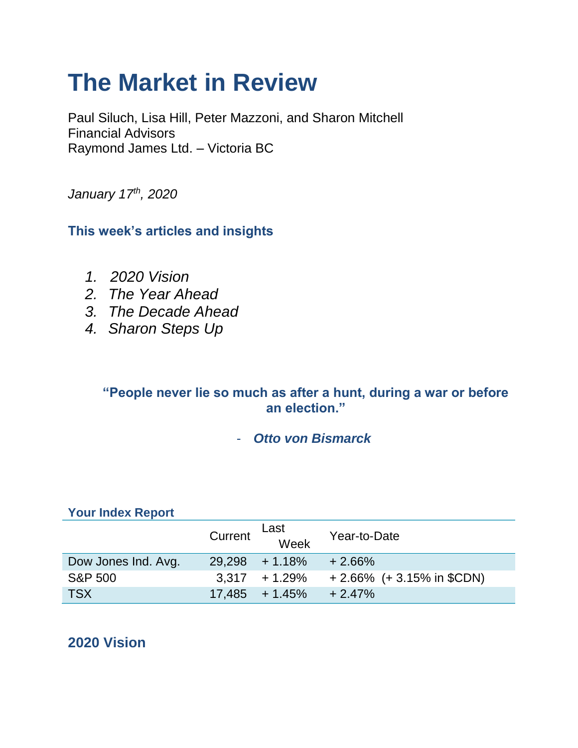# The Market in Review

Paul Siluch, Lisa Hill, Peter Mazzoni, and Sharon Mitchell
Financial Advisors
Raymond James Ltd. – Victoria BC

*January 17th, 2020*

### This week's articles and insights

1. *2020 Vision*
2. *The Year Ahead*
3. *The Decade Ahead*
4. *Sharon Steps Up*

**"People never lie so much as after a hunt, during a war or before an election."**

- ***Otto von Bismarck***

**Your Index Report**

| | Current | Last Week | Year-to-Date |
|---|---|---|---|
| Dow Jones Ind. Avg. | 29,298 | + 1.18% | + 2.66% |
| S&P 500 | 3,317 | + 1.29% | + 2.66% (+ 3.15% in $CDN) |
| TSX | 17,485 | + 1.45% | + 2.47% |

## 2020 Vision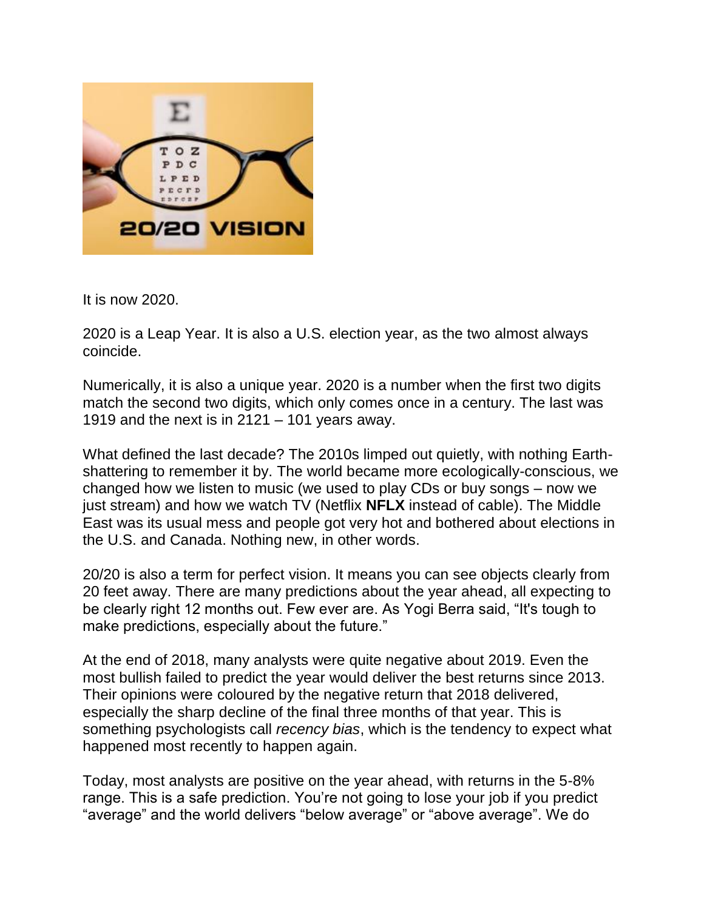It is now 2020.

2020 is a Leap Year. It is also a U.S. election year, as the two almost always coincide.

Numerically, it is also a unique year. 2020 is a number when the first two digits match the second two digits, which only comes once in a century. The last was 1919 and the next is in 2121 – 101 years away.

What defined the last decade? The 2010s limped out quietly, with nothing Earth-shattering to remember it by. The world became more ecologically-conscious, we changed how we listen to music (we used to play CDs or buy songs – now we just stream) and how we watch TV (Netflix **NFLX** instead of cable). The Middle East was its usual mess and people got very hot and bothered about elections in the U.S. and Canada. Nothing new, in other words.

20/20 is also a term for perfect vision. It means you can see objects clearly from 20 feet away. There are many predictions about the year ahead, all expecting to be clearly right 12 months out. Few ever are. As Yogi Berra said, "It's tough to make predictions, especially about the future."

At the end of 2018, many analysts were quite negative about 2019. Even the most bullish failed to predict the year would deliver the best returns since 2013. Their opinions were coloured by the negative return that 2018 delivered, especially the sharp decline of the final three months of that year. This is something psychologists call *recency bias*, which is the tendency to expect what happened most recently to happen again.

Today, most analysts are positive on the year ahead, with returns in the 5-8% range. This is a safe prediction. You're not going to lose your job if you predict "average" and the world delivers "below average" or "above average". We do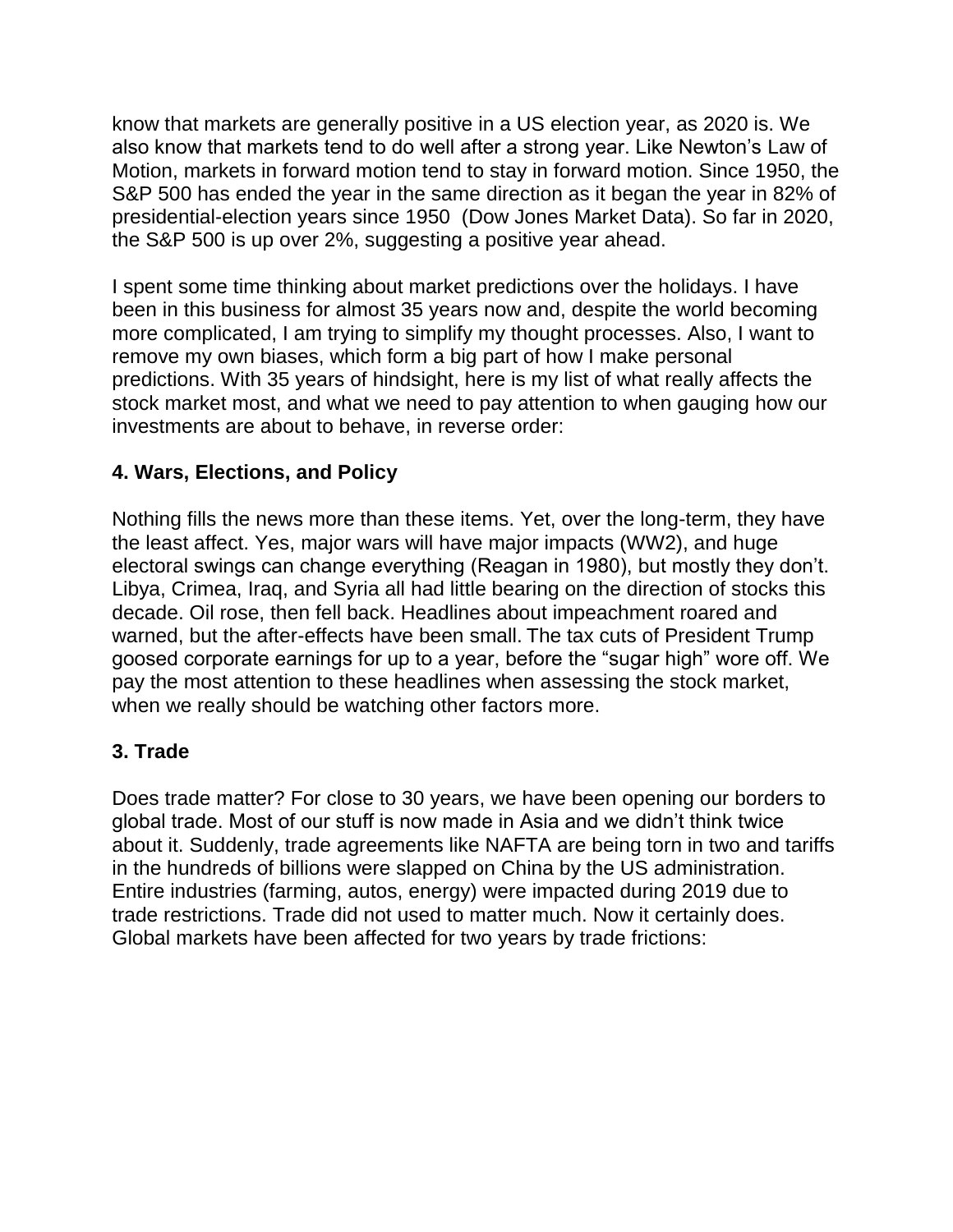know that markets are generally positive in a US election year, as 2020 is. We also know that markets tend to do well after a strong year. Like Newton's Law of Motion, markets in forward motion tend to stay in forward motion. Since 1950, the S&P 500 has ended the year in the same direction as it began the year in 82% of presidential-election years since 1950 (Dow Jones Market Data). So far in 2020, the S&P 500 is up over 2%, suggesting a positive year ahead.

I spent some time thinking about market predictions over the holidays. I have been in this business for almost 35 years now and, despite the world becoming more complicated, I am trying to simplify my thought processes. Also, I want to remove my own biases, which form a big part of how I make personal predictions. With 35 years of hindsight, here is my list of what really affects the stock market most, and what we need to pay attention to when gauging how our investments are about to behave, in reverse order:

**4. Wars, Elections, and Policy**

Nothing fills the news more than these items. Yet, over the long-term, they have the least affect. Yes, major wars will have major impacts (WW2), and huge electoral swings can change everything (Reagan in 1980), but mostly they don't. Libya, Crimea, Iraq, and Syria all had little bearing on the direction of stocks this decade. Oil rose, then fell back. Headlines about impeachment roared and warned, but the after-effects have been small. The tax cuts of President Trump goosed corporate earnings for up to a year, before the "sugar high" wore off. We pay the most attention to these headlines when assessing the stock market, when we really should be watching other factors more.

**3. Trade**

Does trade matter? For close to 30 years, we have been opening our borders to global trade. Most of our stuff is now made in Asia and we didn't think twice about it. Suddenly, trade agreements like NAFTA are being torn in two and tariffs in the hundreds of billions were slapped on China by the US administration. Entire industries (farming, autos, energy) were impacted during 2019 due to trade restrictions. Trade did not used to matter much. Now it certainly does. Global markets have been affected for two years by trade frictions: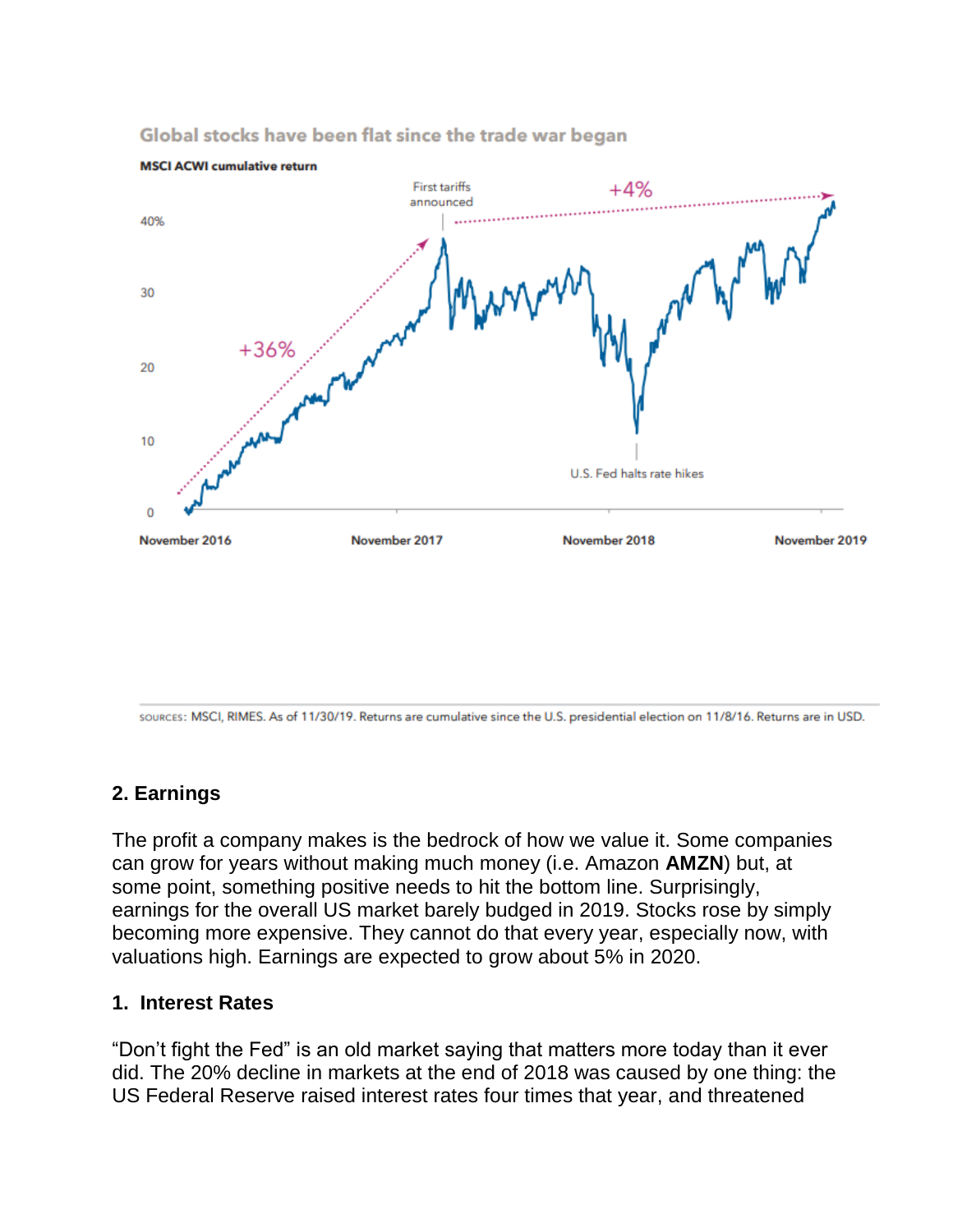Global stocks have been flat since the trade war began

**MSCI ACWI cumulative return**

SOURCES: MSCI, RIMES. As of 11/30/19. Returns are cumulative since the U.S. presidential election on 11/8/16. Returns are in USD.

**2. Earnings**

The profit a company makes is the bedrock of how we value it. Some companies can grow for years without making much money (i.e. Amazon **AMZN**) but, at some point, something positive needs to hit the bottom line. Surprisingly, earnings for the overall US market barely budged in 2019. Stocks rose by simply becoming more expensive. They cannot do that every year, especially now, with valuations high. Earnings are expected to grow about 5% in 2020.

**1. Interest Rates**

"Don't fight the Fed" is an old market saying that matters more today than it ever did. The 20% decline in markets at the end of 2018 was caused by one thing: the US Federal Reserve raised interest rates four times that year, and threatened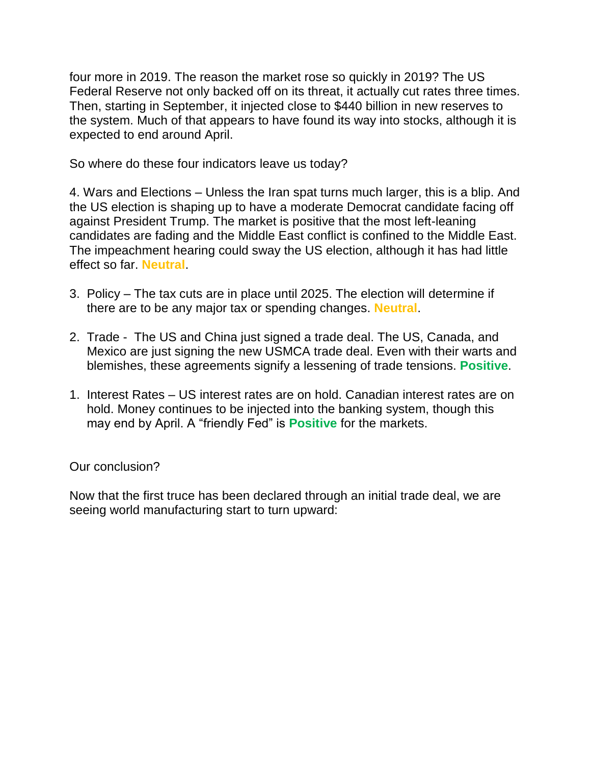four more in 2019. The reason the market rose so quickly in 2019? The US Federal Reserve not only backed off on its threat, it actually cut rates three times. Then, starting in September, it injected close to $440 billion in new reserves to the system. Much of that appears to have found its way into stocks, although it is expected to end around April.

So where do these four indicators leave us today?

4. Wars and Elections – Unless the Iran spat turns much larger, this is a blip. And the US election is shaping up to have a moderate Democrat candidate facing off against President Trump. The market is positive that the most left-leaning candidates are fading and the Middle East conflict is confined to the Middle East. The impeachment hearing could sway the US election, although it has had little effect so far. **Neutral**.

3. Policy – The tax cuts are in place until 2025. The election will determine if there are to be any major tax or spending changes. **Neutral**.

2. Trade - The US and China just signed a trade deal. The US, Canada, and Mexico are just signing the new USMCA trade deal. Even with their warts and blemishes, these agreements signify a lessening of trade tensions. **Positive**.

1. Interest Rates – US interest rates are on hold. Canadian interest rates are on hold. Money continues to be injected into the banking system, though this may end by April. A “friendly Fed” is **Positive** for the markets.

Our conclusion?

Now that the first truce has been declared through an initial trade deal, we are seeing world manufacturing start to turn upward: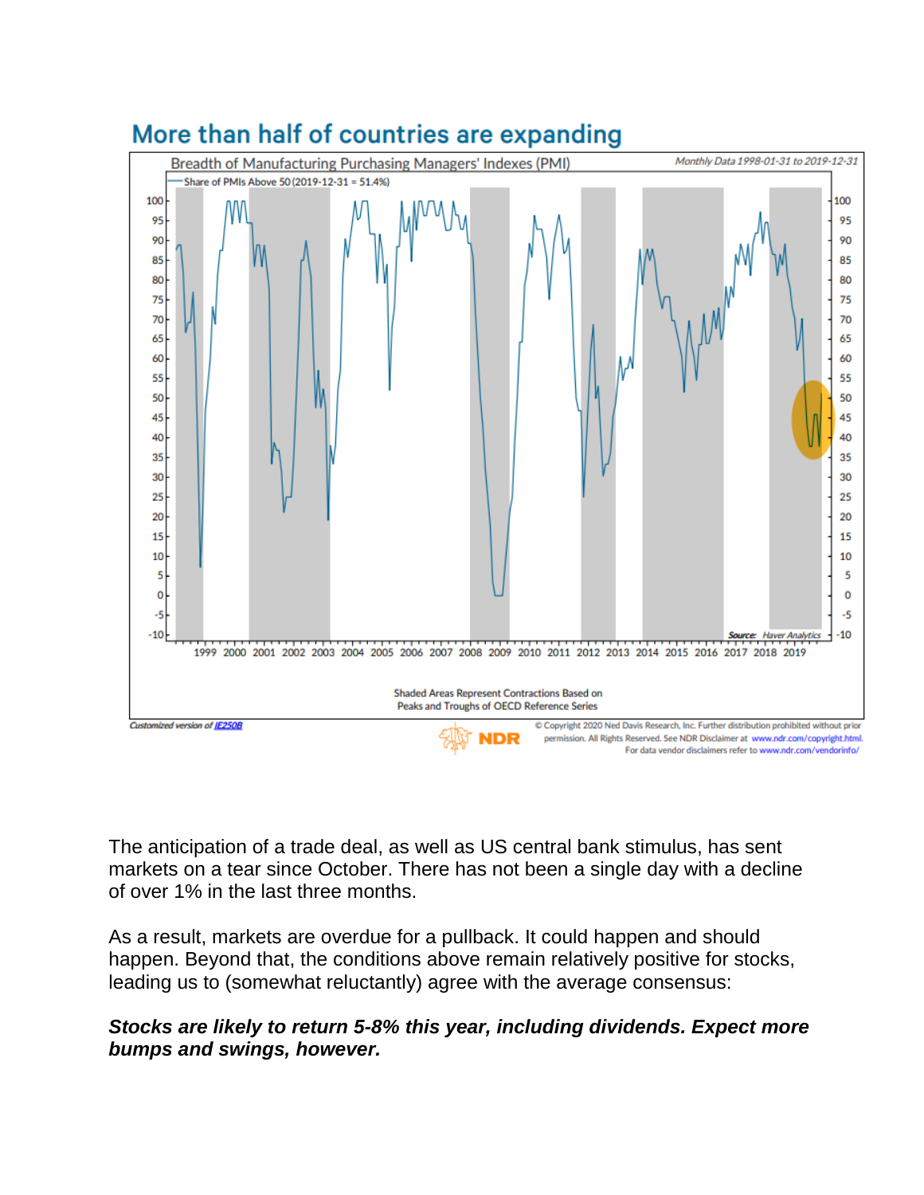## More than half of countries are expanding

Breadth of Manufacturing Purchasing Managers' Indexes (PMI)

Monthly Data 1998-01-31 to 2019-12-31

Share of PMIs Above 50 (2019-12-31 = 51.4%)

Shaded Areas Represent Contractions Based on Peaks and Troughs of OECD Reference Series

Source: Haver Analytics

Customized version of IE250B

© Copyright 2020 Ned Davis Research, Inc. Further distribution prohibited without prior permission. All Rights Reserved. See NDR Disclaimer at www.ndr.com/copyright.html. For data vendor disclaimers refer to www.ndr.com/vendorinfo/

The anticipation of a trade deal, as well as US central bank stimulus, has sent markets on a tear since October. There has not been a single day with a decline of over 1% in the last three months.

As a result, markets are overdue for a pullback. It could happen and should happen. Beyond that, the conditions above remain relatively positive for stocks, leading us to (somewhat reluctantly) agree with the average consensus:

***Stocks are likely to return 5-8% this year, including dividends. Expect more bumps and swings, however.***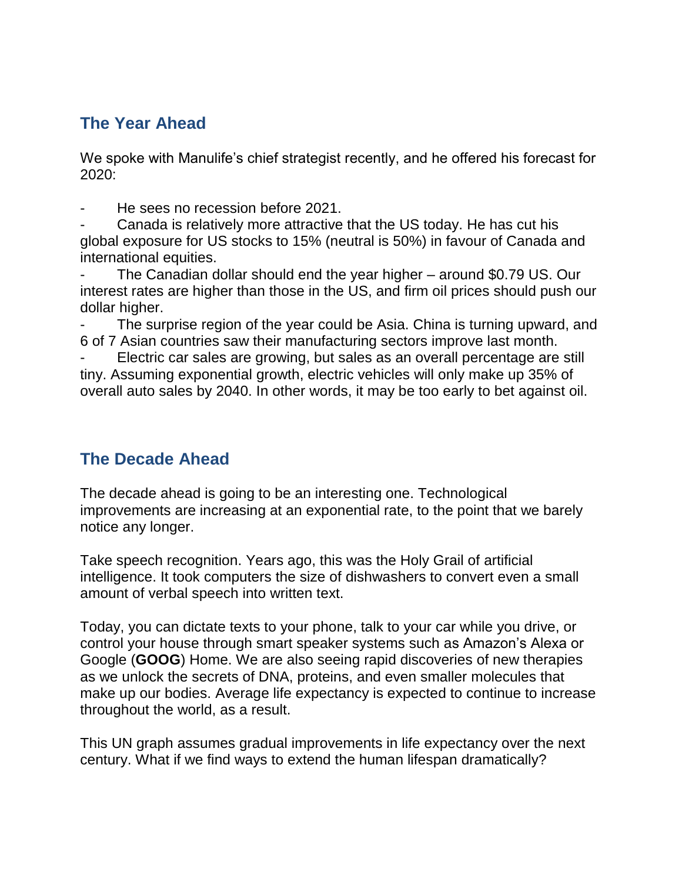## The Year Ahead

We spoke with Manulife's chief strategist recently, and he offered his forecast for 2020:

- He sees no recession before 2021.
- Canada is relatively more attractive that the US today. He has cut his global exposure for US stocks to 15% (neutral is 50%) in favour of Canada and international equities.
- The Canadian dollar should end the year higher – around $0.79 US. Our interest rates are higher than those in the US, and firm oil prices should push our dollar higher.
- The surprise region of the year could be Asia. China is turning upward, and 6 of 7 Asian countries saw their manufacturing sectors improve last month.
- Electric car sales are growing, but sales as an overall percentage are still tiny. Assuming exponential growth, electric vehicles will only make up 35% of overall auto sales by 2040. In other words, it may be too early to bet against oil.

## The Decade Ahead

The decade ahead is going to be an interesting one. Technological improvements are increasing at an exponential rate, to the point that we barely notice any longer.

Take speech recognition. Years ago, this was the Holy Grail of artificial intelligence. It took computers the size of dishwashers to convert even a small amount of verbal speech into written text.

Today, you can dictate texts to your phone, talk to your car while you drive, or control your house through smart speaker systems such as Amazon's Alexa or Google (**GOOG**) Home. We are also seeing rapid discoveries of new therapies as we unlock the secrets of DNA, proteins, and even smaller molecules that make up our bodies. Average life expectancy is expected to continue to increase throughout the world, as a result.

This UN graph assumes gradual improvements in life expectancy over the next century. What if we find ways to extend the human lifespan dramatically?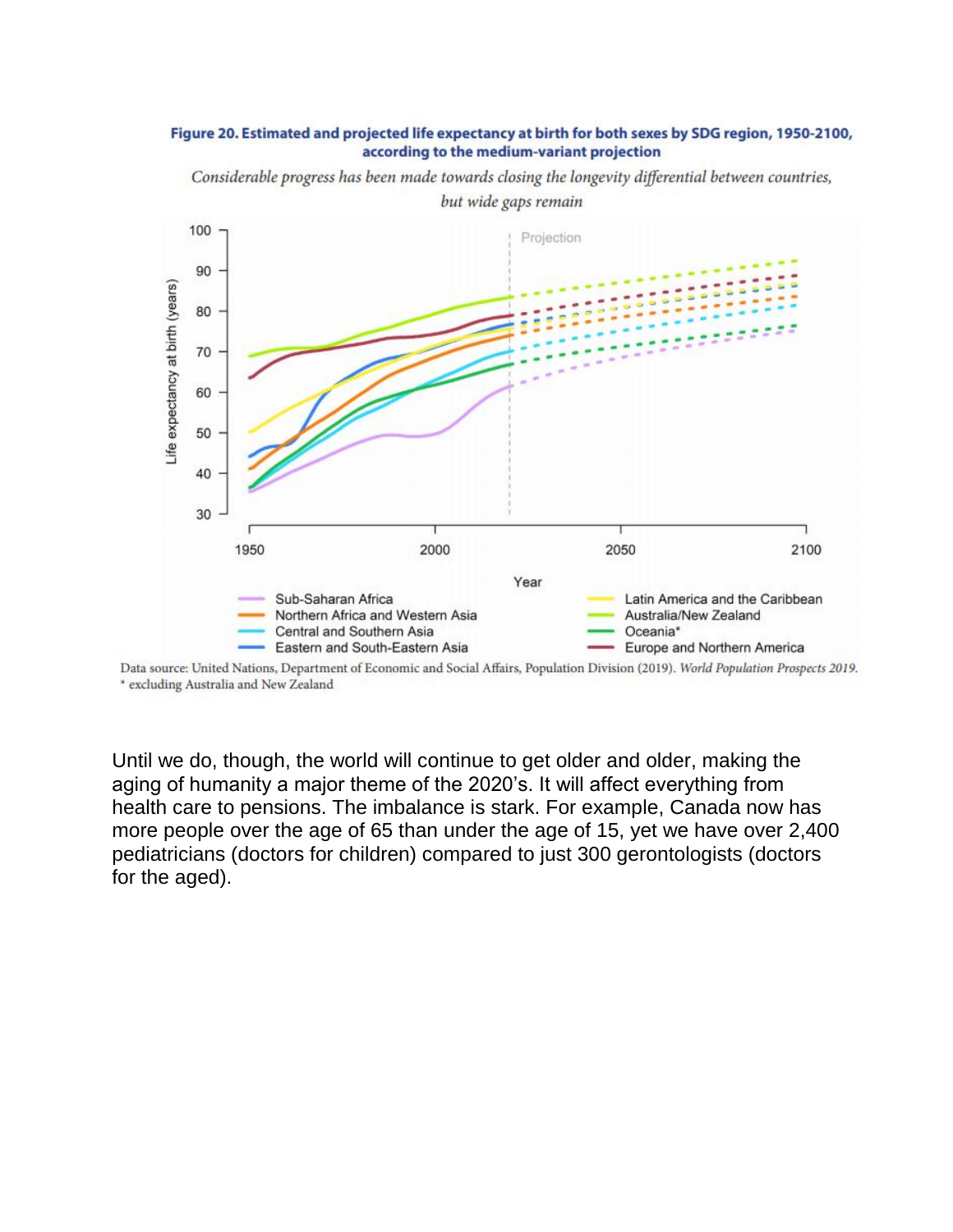**Figure 20. Estimated and projected life expectancy at birth for both sexes by SDG region, 1950-2100, according to the medium-variant projection**

*Considerable progress has been made towards closing the longevity differential between countries, but wide gaps remain*

Data source: United Nations, Department of Economic and Social Affairs, Population Division (2019). *World Population Prospects 2019.*
* excluding Australia and New Zealand

Until we do, though, the world will continue to get older and older, making the aging of humanity a major theme of the 2020's. It will affect everything from health care to pensions. The imbalance is stark. For example, Canada now has more people over the age of 65 than under the age of 15, yet we have over 2,400 pediatricians (doctors for children) compared to just 300 gerontologists (doctors for the aged).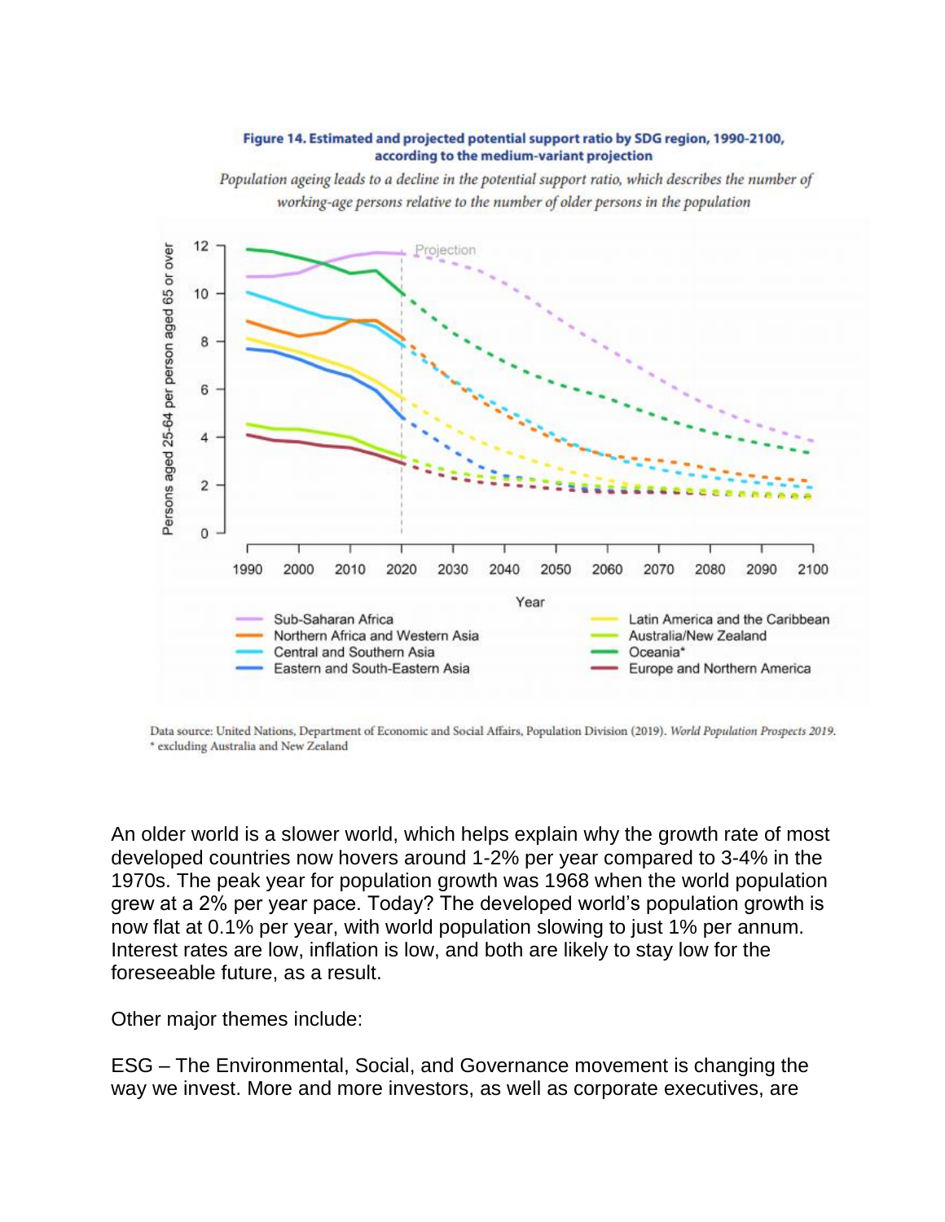**Figure 14. Estimated and projected potential support ratio by SDG region, 1990-2100, according to the medium-variant projection**

*Population ageing leads to a decline in the potential support ratio, which describes the number of working-age persons relative to the number of older persons in the population*

Data source: United Nations, Department of Economic and Social Affairs, Population Division (2019). *World Population Prospects 2019.*
* excluding Australia and New Zealand

An older world is a slower world, which helps explain why the growth rate of most developed countries now hovers around 1-2% per year compared to 3-4% in the 1970s. The peak year for population growth was 1968 when the world population grew at a 2% per year pace. Today? The developed world's population growth is now flat at 0.1% per year, with world population slowing to just 1% per annum. Interest rates are low, inflation is low, and both are likely to stay low for the foreseeable future, as a result.

Other major themes include:

ESG – The Environmental, Social, and Governance movement is changing the way we invest. More and more investors, as well as corporate executives, are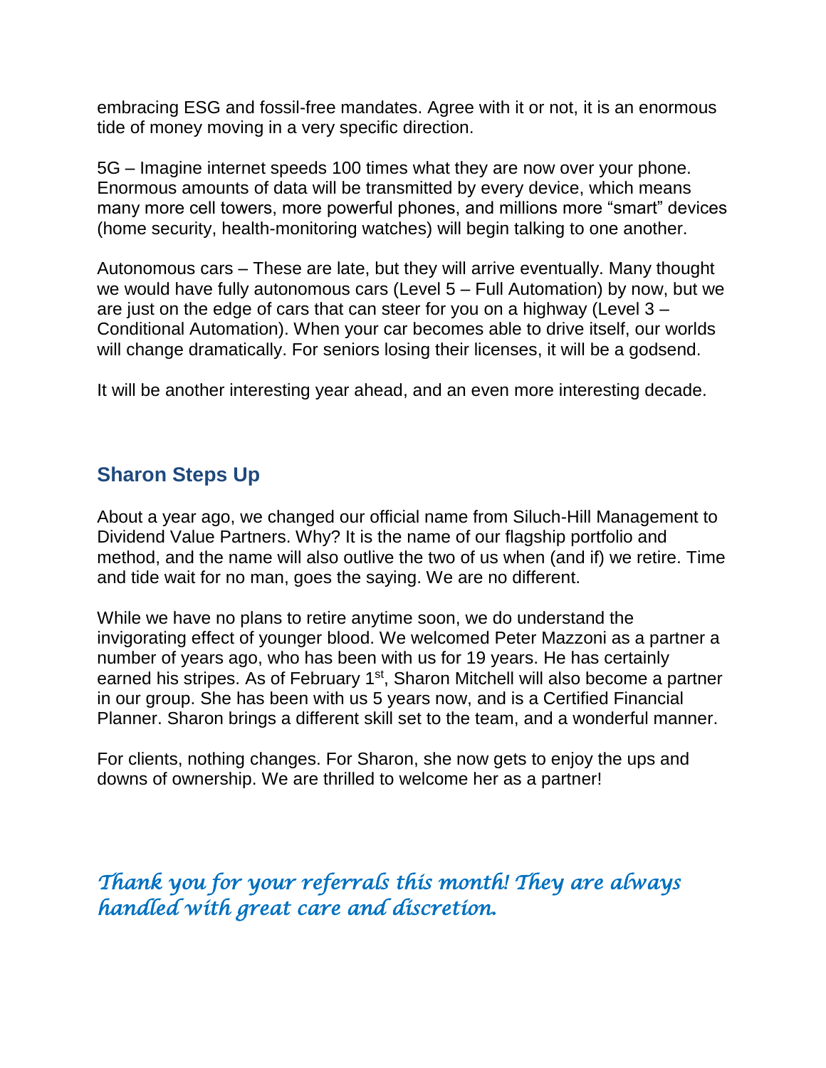embracing ESG and fossil-free mandates. Agree with it or not, it is an enormous tide of money moving in a very specific direction.

5G – Imagine internet speeds 100 times what they are now over your phone. Enormous amounts of data will be transmitted by every device, which means many more cell towers, more powerful phones, and millions more "smart" devices (home security, health-monitoring watches) will begin talking to one another.

Autonomous cars – These are late, but they will arrive eventually. Many thought we would have fully autonomous cars (Level 5 – Full Automation) by now, but we are just on the edge of cars that can steer for you on a highway (Level 3 – Conditional Automation). When your car becomes able to drive itself, our worlds will change dramatically. For seniors losing their licenses, it will be a godsend.

It will be another interesting year ahead, and an even more interesting decade.

## Sharon Steps Up

About a year ago, we changed our official name from Siluch-Hill Management to Dividend Value Partners. Why? It is the name of our flagship portfolio and method, and the name will also outlive the two of us when (and if) we retire. Time and tide wait for no man, goes the saying. We are no different.

While we have no plans to retire anytime soon, we do understand the invigorating effect of younger blood. We welcomed Peter Mazzoni as a partner a number of years ago, who has been with us for 19 years. He has certainly earned his stripes. As of February 1st, Sharon Mitchell will also become a partner in our group. She has been with us 5 years now, and is a Certified Financial Planner. Sharon brings a different skill set to the team, and a wonderful manner.

For clients, nothing changes. For Sharon, she now gets to enjoy the ups and downs of ownership. We are thrilled to welcome her as a partner!

*Thank you for your referrals this month! They are always handled with great care and discretion.*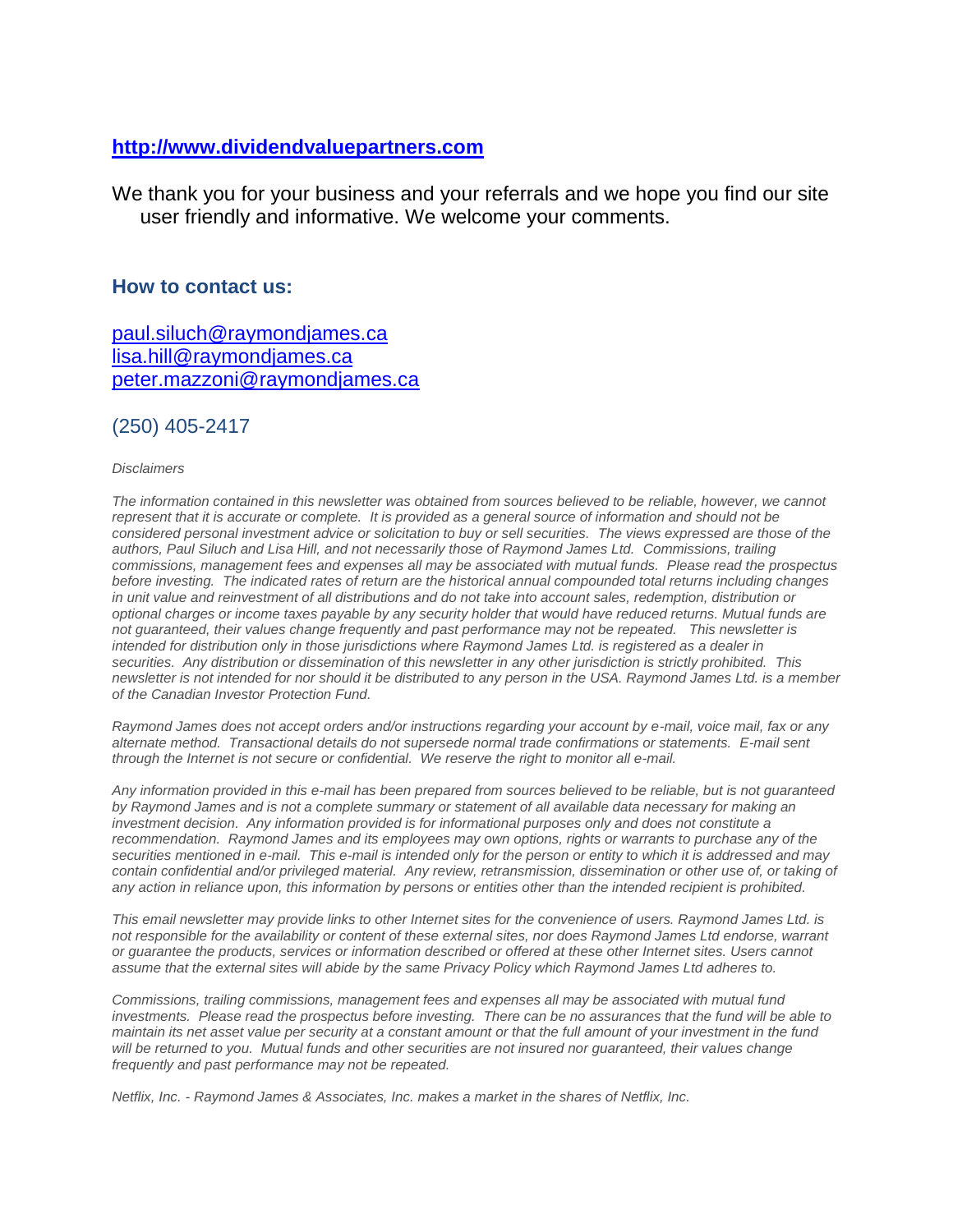**http://www.dividendvaluepartners.com**

We thank you for your business and your referrals and we hope you find our site user friendly and informative. We welcome your comments.

### How to contact us:

paul.siluch@raymondjames.ca
lisa.hill@raymondjames.ca
peter.mazzoni@raymondjames.ca

(250) 405-2417

*Disclaimers*

*The information contained in this newsletter was obtained from sources believed to be reliable, however, we cannot represent that it is accurate or complete. It is provided as a general source of information and should not be considered personal investment advice or solicitation to buy or sell securities. The views expressed are those of the authors, Paul Siluch and Lisa Hill, and not necessarily those of Raymond James Ltd. Commissions, trailing commissions, management fees and expenses all may be associated with mutual funds. Please read the prospectus before investing. The indicated rates of return are the historical annual compounded total returns including changes in unit value and reinvestment of all distributions and do not take into account sales, redemption, distribution or optional charges or income taxes payable by any security holder that would have reduced returns. Mutual funds are not guaranteed, their values change frequently and past performance may not be repeated. This newsletter is intended for distribution only in those jurisdictions where Raymond James Ltd. is registered as a dealer in securities. Any distribution or dissemination of this newsletter in any other jurisdiction is strictly prohibited. This newsletter is not intended for nor should it be distributed to any person in the USA. Raymond James Ltd. is a member of the Canadian Investor Protection Fund.*

*Raymond James does not accept orders and/or instructions regarding your account by e-mail, voice mail, fax or any alternate method. Transactional details do not supersede normal trade confirmations or statements. E-mail sent through the Internet is not secure or confidential. We reserve the right to monitor all e-mail.*

*Any information provided in this e-mail has been prepared from sources believed to be reliable, but is not guaranteed by Raymond James and is not a complete summary or statement of all available data necessary for making an investment decision. Any information provided is for informational purposes only and does not constitute a recommendation. Raymond James and its employees may own options, rights or warrants to purchase any of the securities mentioned in e-mail. This e-mail is intended only for the person or entity to which it is addressed and may contain confidential and/or privileged material. Any review, retransmission, dissemination or other use of, or taking of any action in reliance upon, this information by persons or entities other than the intended recipient is prohibited.*

*This email newsletter may provide links to other Internet sites for the convenience of users. Raymond James Ltd. is not responsible for the availability or content of these external sites, nor does Raymond James Ltd endorse, warrant or guarantee the products, services or information described or offered at these other Internet sites. Users cannot assume that the external sites will abide by the same Privacy Policy which Raymond James Ltd adheres to.*

*Commissions, trailing commissions, management fees and expenses all may be associated with mutual fund investments. Please read the prospectus before investing. There can be no assurances that the fund will be able to maintain its net asset value per security at a constant amount or that the full amount of your investment in the fund will be returned to you. Mutual funds and other securities are not insured nor guaranteed, their values change frequently and past performance may not be repeated.*

*Netflix, Inc. - Raymond James & Associates, Inc. makes a market in the shares of Netflix, Inc.*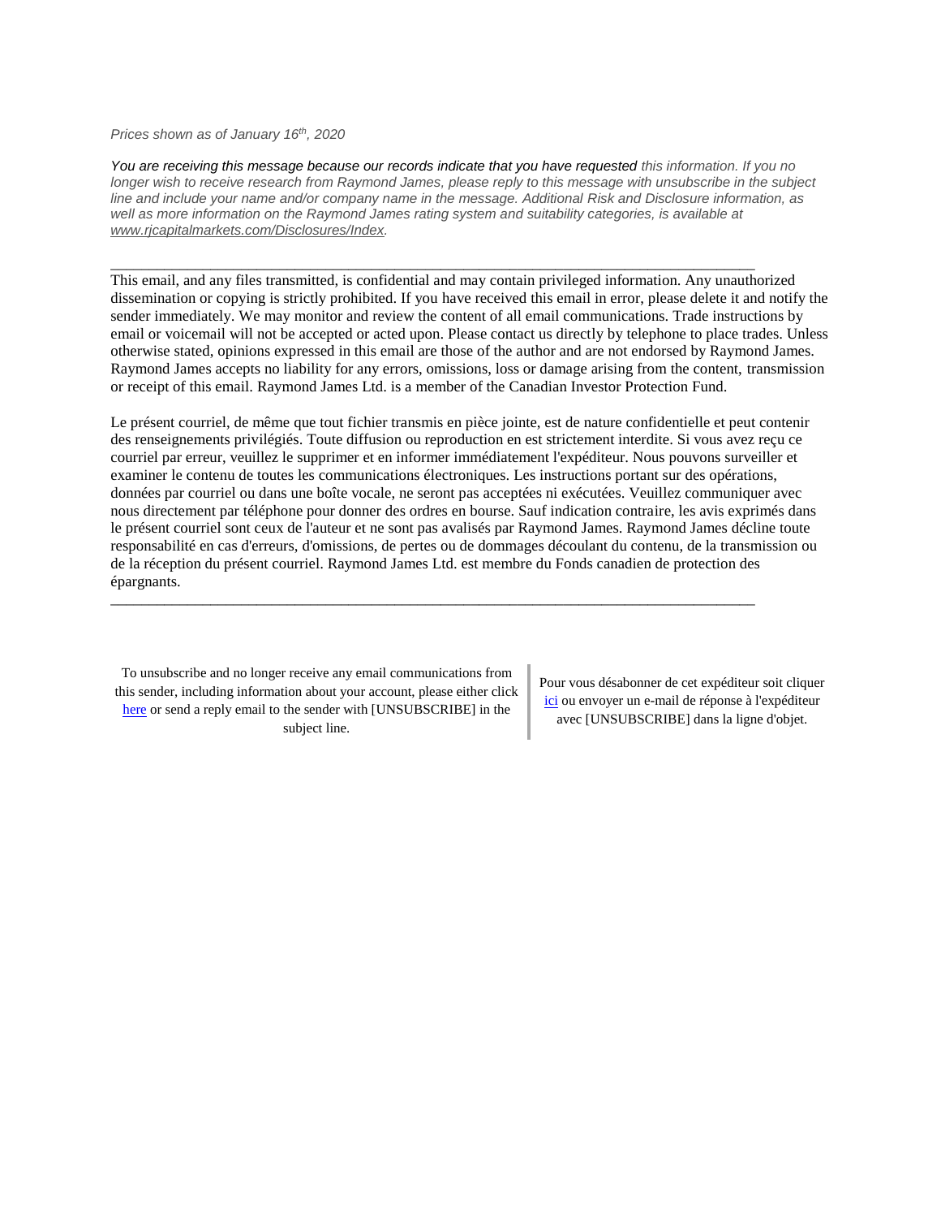*Prices shown as of January 16th, 2020*

*You are receiving this message because our records indicate that you have requested this information. If you no longer wish to receive research from Raymond James, please reply to this message with unsubscribe in the subject line and include your name and/or company name in the message. Additional Risk and Disclosure information, as well as more information on the Raymond James rating system and suitability categories, is available at www.rjcapitalmarkets.com/Disclosures/Index.*

---

This email, and any files transmitted, is confidential and may contain privileged information. Any unauthorized dissemination or copying is strictly prohibited. If you have received this email in error, please delete it and notify the sender immediately. We may monitor and review the content of all email communications. Trade instructions by email or voicemail will not be accepted or acted upon. Please contact us directly by telephone to place trades. Unless otherwise stated, opinions expressed in this email are those of the author and are not endorsed by Raymond James. Raymond James accepts no liability for any errors, omissions, loss or damage arising from the content, transmission or receipt of this email. Raymond James Ltd. is a member of the Canadian Investor Protection Fund.

Le présent courriel, de même que tout fichier transmis en pièce jointe, est de nature confidentielle et peut contenir des renseignements privilégiés. Toute diffusion ou reproduction en est strictement interdite. Si vous avez reçu ce courriel par erreur, veuillez le supprimer et en informer immédiatement l'expéditeur. Nous pouvons surveiller et examiner le contenu de toutes les communications électroniques. Les instructions portant sur des opérations, données par courriel ou dans une boîte vocale, ne seront pas acceptées ni exécutées. Veuillez communiquer avec nous directement par téléphone pour donner des ordres en bourse. Sauf indication contraire, les avis exprimés dans le présent courriel sont ceux de l'auteur et ne sont pas avalisés par Raymond James. Raymond James décline toute responsabilité en cas d'erreurs, d'omissions, de pertes ou de dommages découlant du contenu, de la transmission ou de la réception du présent courriel. Raymond James Ltd. est membre du Fonds canadien de protection des épargnants.

---

To unsubscribe and no longer receive any email communications from this sender, including information about your account, please either click here or send a reply email to the sender with [UNSUBSCRIBE] in the subject line.

Pour vous désabonner de cet expéditeur soit cliquer ici ou envoyer un e-mail de réponse à l'expéditeur avec [UNSUBSCRIBE] dans la ligne d'objet.